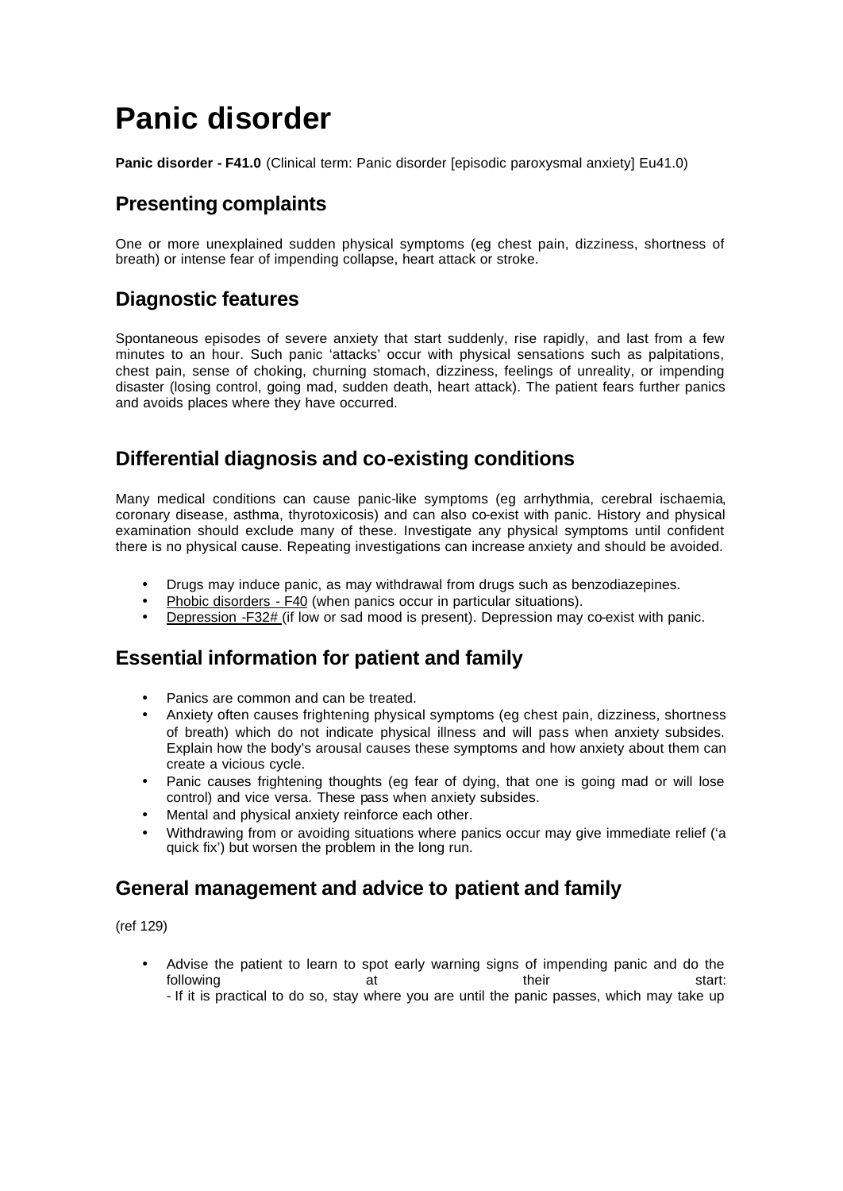# Panic disorder

**Panic disorder - F41.0** (Clinical term: Panic disorder [episodic paroxysmal anxiety] Eu41.0)

## Presenting complaints

One or more unexplained sudden physical symptoms (eg chest pain, dizziness, shortness of breath) or intense fear of impending collapse, heart attack or stroke.

## Diagnostic features

Spontaneous episodes of severe anxiety that start suddenly, rise rapidly, and last from a few minutes to an hour. Such panic 'attacks' occur with physical sensations such as palpitations, chest pain, sense of choking, churning stomach, dizziness, feelings of unreality, or impending disaster (losing control, going mad, sudden death, heart attack). The patient fears further panics and avoids places where they have occurred.

## Differential diagnosis and co-existing conditions

Many medical conditions can cause panic-like symptoms (eg arrhythmia, cerebral ischaemia, coronary disease, asthma, thyrotoxicosis) and can also co-exist with panic. History and physical examination should exclude many of these. Investigate any physical symptoms until confident there is no physical cause. Repeating investigations can increase anxiety and should be avoided.

- Drugs may induce panic, as may withdrawal from drugs such as benzodiazepines.
- Phobic disorders - F40 (when panics occur in particular situations).
- Depression -F32# (if low or sad mood is present). Depression may co-exist with panic.

## Essential information for patient and family

- Panics are common and can be treated.
- Anxiety often causes frightening physical symptoms (eg chest pain, dizziness, shortness of breath) which do not indicate physical illness and will pass when anxiety subsides. Explain how the body's arousal causes these symptoms and how anxiety about them can create a vicious cycle.
- Panic causes frightening thoughts (eg fear of dying, that one is going mad or will lose control) and vice versa. These pass when anxiety subsides.
- Mental and physical anxiety reinforce each other.
- Withdrawing from or avoiding situations where panics occur may give immediate relief ('a quick fix') but worsen the problem in the long run.

## General management and advice to patient and family

(ref 129)

- Advise the patient to learn to spot early warning signs of impending panic and do the following at their start:
  - If it is practical to do so, stay where you are until the panic passes, which may take up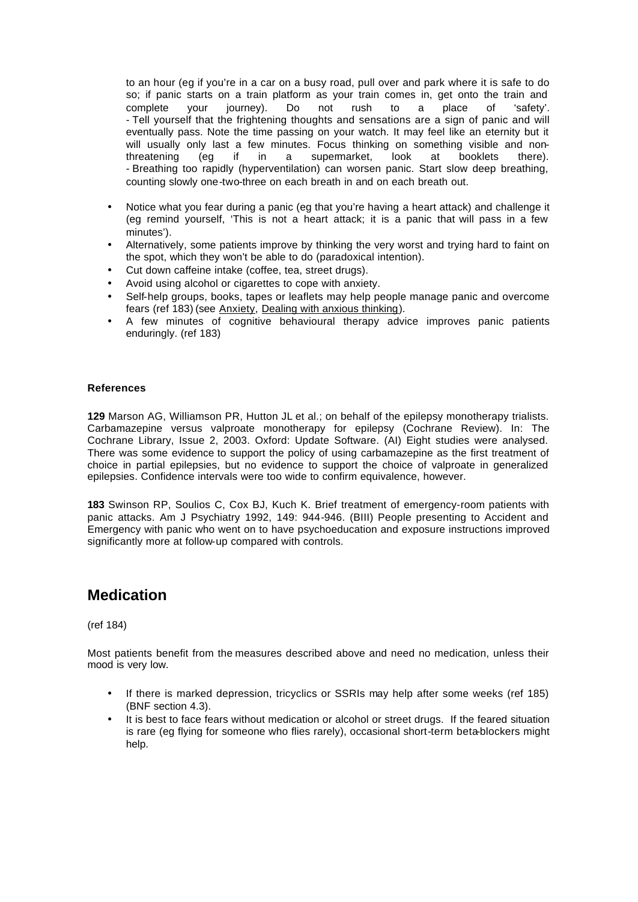to an hour (eg if you're in a car on a busy road, pull over and park where it is safe to do so; if panic starts on a train platform as your train comes in, get onto the train and complete your journey). Do not rush to a place of 'safety'.
- Tell yourself that the frightening thoughts and sensations are a sign of panic and will eventually pass. Note the time passing on your watch. It may feel like an eternity but it will usually only last a few minutes. Focus thinking on something visible and non-threatening (eg if in a supermarket, look at booklets there).
- Breathing too rapidly (hyperventilation) can worsen panic. Start slow deep breathing, counting slowly one-two-three on each breath in and on each breath out.

- Notice what you fear during a panic (eg that you're having a heart attack) and challenge it (eg remind yourself, 'This is not a heart attack; it is a panic that will pass in a few minutes').
- Alternatively, some patients improve by thinking the very worst and trying hard to faint on the spot, which they won't be able to do (paradoxical intention).
- Cut down caffeine intake (coffee, tea, street drugs).
- Avoid using alcohol or cigarettes to cope with anxiety.
- Self-help groups, books, tapes or leaflets may help people manage panic and overcome fears (ref 183) (see Anxiety, Dealing with anxious thinking).
- A few minutes of cognitive behavioural therapy advice improves panic patients enduringly. (ref 183)

**References**

**129** Marson AG, Williamson PR, Hutton JL et al.; on behalf of the epilepsy monotherapy trialists. Carbamazepine versus valproate monotherapy for epilepsy (Cochrane Review). In: The Cochrane Library, Issue 2, 2003. Oxford: Update Software. (AI) Eight studies were analysed. There was some evidence to support the policy of using carbamazepine as the first treatment of choice in partial epilepsies, but no evidence to support the choice of valproate in generalized epilepsies. Confidence intervals were too wide to confirm equivalence, however.

**183** Swinson RP, Soulios C, Cox BJ, Kuch K. Brief treatment of emergency-room patients with panic attacks. Am J Psychiatry 1992, 149: 944-946. (BIII) People presenting to Accident and Emergency with panic who went on to have psychoeducation and exposure instructions improved significantly more at follow-up compared with controls.

## Medication

(ref 184)

Most patients benefit from the measures described above and need no medication, unless their mood is very low.

- If there is marked depression, tricyclics or SSRIs may help after some weeks (ref 185) (BNF section 4.3).
- It is best to face fears without medication or alcohol or street drugs. If the feared situation is rare (eg flying for someone who flies rarely), occasional short-term beta-blockers might help.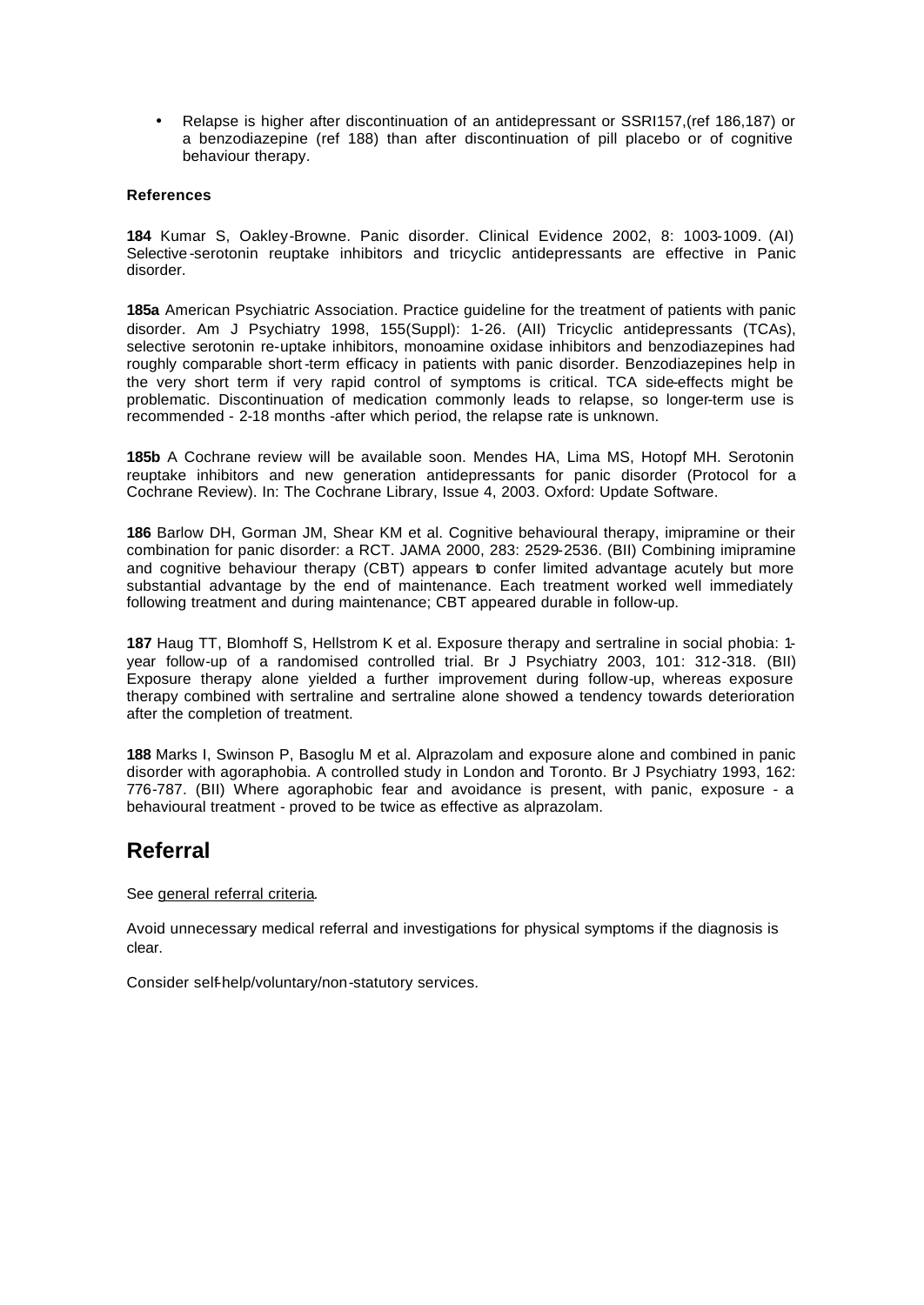- Relapse is higher after discontinuation of an antidepressant or SSRI157,(ref 186,187) or a benzodiazepine (ref 188) than after discontinuation of pill placebo or of cognitive behaviour therapy.

**References**

**184** Kumar S, Oakley-Browne. Panic disorder. Clinical Evidence 2002, 8: 1003-1009. (AI) Selective-serotonin reuptake inhibitors and tricyclic antidepressants are effective in Panic disorder.

**185a** American Psychiatric Association. Practice guideline for the treatment of patients with panic disorder. Am J Psychiatry 1998, 155(Suppl): 1-26. (AII) Tricyclic antidepressants (TCAs), selective serotonin re-uptake inhibitors, monoamine oxidase inhibitors and benzodiazepines had roughly comparable short-term efficacy in patients with panic disorder. Benzodiazepines help in the very short term if very rapid control of symptoms is critical. TCA side-effects might be problematic. Discontinuation of medication commonly leads to relapse, so longer-term use is recommended - 2-18 months -after which period, the relapse rate is unknown.

**185b** A Cochrane review will be available soon. Mendes HA, Lima MS, Hotopf MH. Serotonin reuptake inhibitors and new generation antidepressants for panic disorder (Protocol for a Cochrane Review). In: The Cochrane Library, Issue 4, 2003. Oxford: Update Software.

**186** Barlow DH, Gorman JM, Shear KM et al. Cognitive behavioural therapy, imipramine or their combination for panic disorder: a RCT. JAMA 2000, 283: 2529-2536. (BII) Combining imipramine and cognitive behaviour therapy (CBT) appears to confer limited advantage acutely but more substantial advantage by the end of maintenance. Each treatment worked well immediately following treatment and during maintenance; CBT appeared durable in follow-up.

**187** Haug TT, Blomhoff S, Hellstrom K et al. Exposure therapy and sertraline in social phobia: 1-year follow-up of a randomised controlled trial. Br J Psychiatry 2003, 101: 312-318. (BII) Exposure therapy alone yielded a further improvement during follow-up, whereas exposure therapy combined with sertraline and sertraline alone showed a tendency towards deterioration after the completion of treatment.

**188** Marks I, Swinson P, Basoglu M et al. Alprazolam and exposure alone and combined in panic disorder with agoraphobia. A controlled study in London and Toronto. Br J Psychiatry 1993, 162: 776-787. (BII) Where agoraphobic fear and avoidance is present, with panic, exposure - a behavioural treatment - proved to be twice as effective as alprazolam.

## Referral

See general referral criteria.

Avoid unnecessary medical referral and investigations for physical symptoms if the diagnosis is clear.

Consider self-help/voluntary/non-statutory services.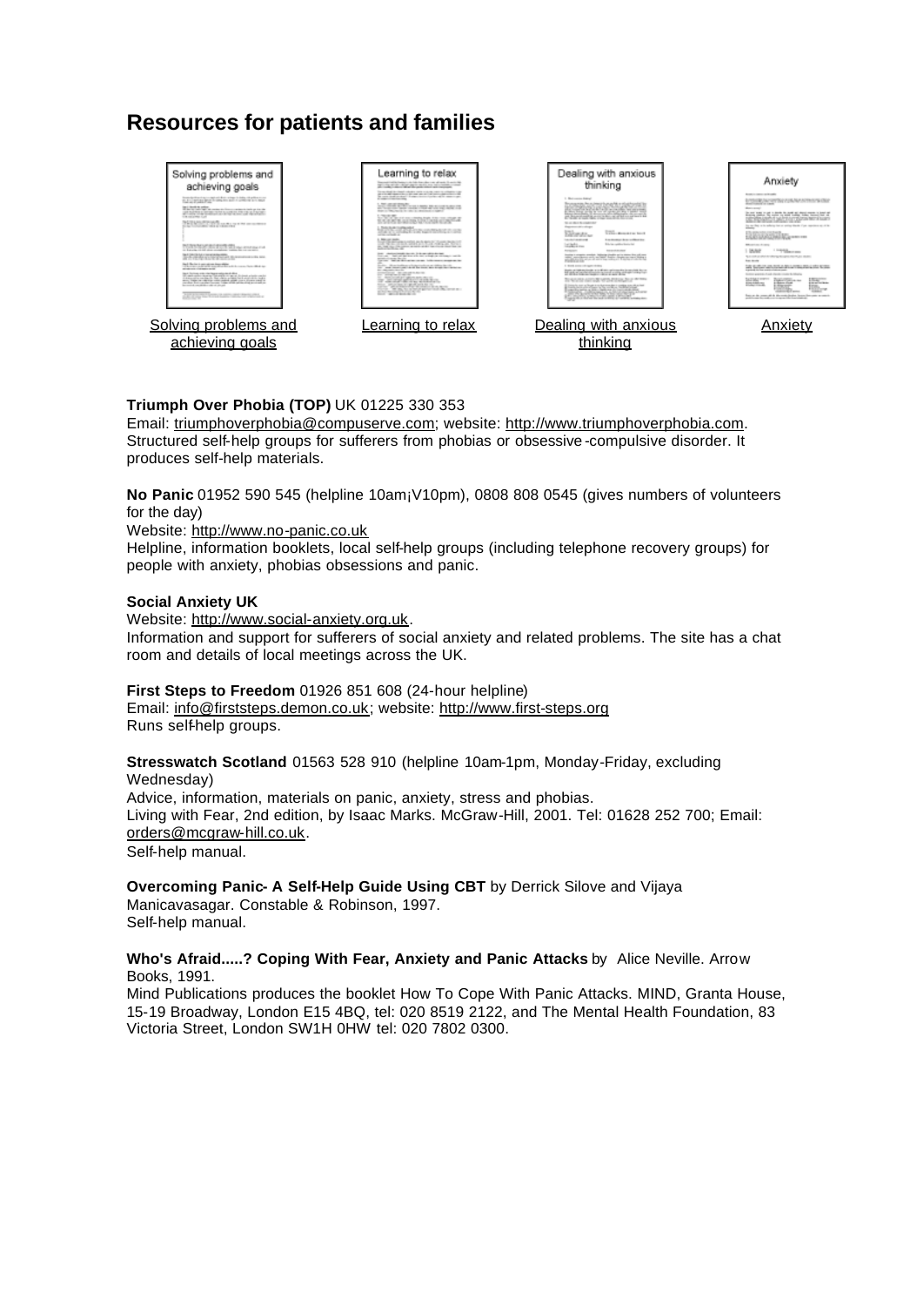## Resources for patients and families

Solving problems and achieving goals

Learning to relax

Dealing with anxious thinking

Anxiety

**Triumph Over Phobia (TOP)** UK 01225 330 353
Email: triumphoverphobia@compuserve.com; website: http://www.triumphoverphobia.com.
Structured self-help groups for sufferers from phobias or obsessive-compulsive disorder. It produces self-help materials.

**No Panic** 01952 590 545 (helpline 10am¡V10pm), 0808 808 0545 (gives numbers of volunteers for the day)
Website: http://www.no-panic.co.uk
Helpline, information booklets, local self-help groups (including telephone recovery groups) for people with anxiety, phobias obsessions and panic.

**Social Anxiety UK**
Website: http://www.social-anxiety.org.uk.
Information and support for sufferers of social anxiety and related problems. The site has a chat room and details of local meetings across the UK.

**First Steps to Freedom** 01926 851 608 (24-hour helpline)
Email: info@firststeps.demon.co.uk; website: http://www.first-steps.org
Runs self-help groups.

**Stresswatch Scotland** 01563 528 910 (helpline 10am-1pm, Monday-Friday, excluding Wednesday)
Advice, information, materials on panic, anxiety, stress and phobias.
Living with Fear, 2nd edition, by Isaac Marks. McGraw-Hill, 2001. Tel: 01628 252 700; Email: orders@mcgraw-hill.co.uk.
Self-help manual.

**Overcoming Panic- A Self-Help Guide Using CBT** by Derrick Silove and Vijaya Manicavasagar. Constable & Robinson, 1997.
Self-help manual.

**Who's Afraid.....? Coping With Fear, Anxiety and Panic Attacks** by Alice Neville. Arrow Books, 1991.
Mind Publications produces the booklet How To Cope With Panic Attacks. MIND, Granta House, 15-19 Broadway, London E15 4BQ, tel: 020 8519 2122, and The Mental Health Foundation, 83 Victoria Street, London SW1H 0HW tel: 020 7802 0300.